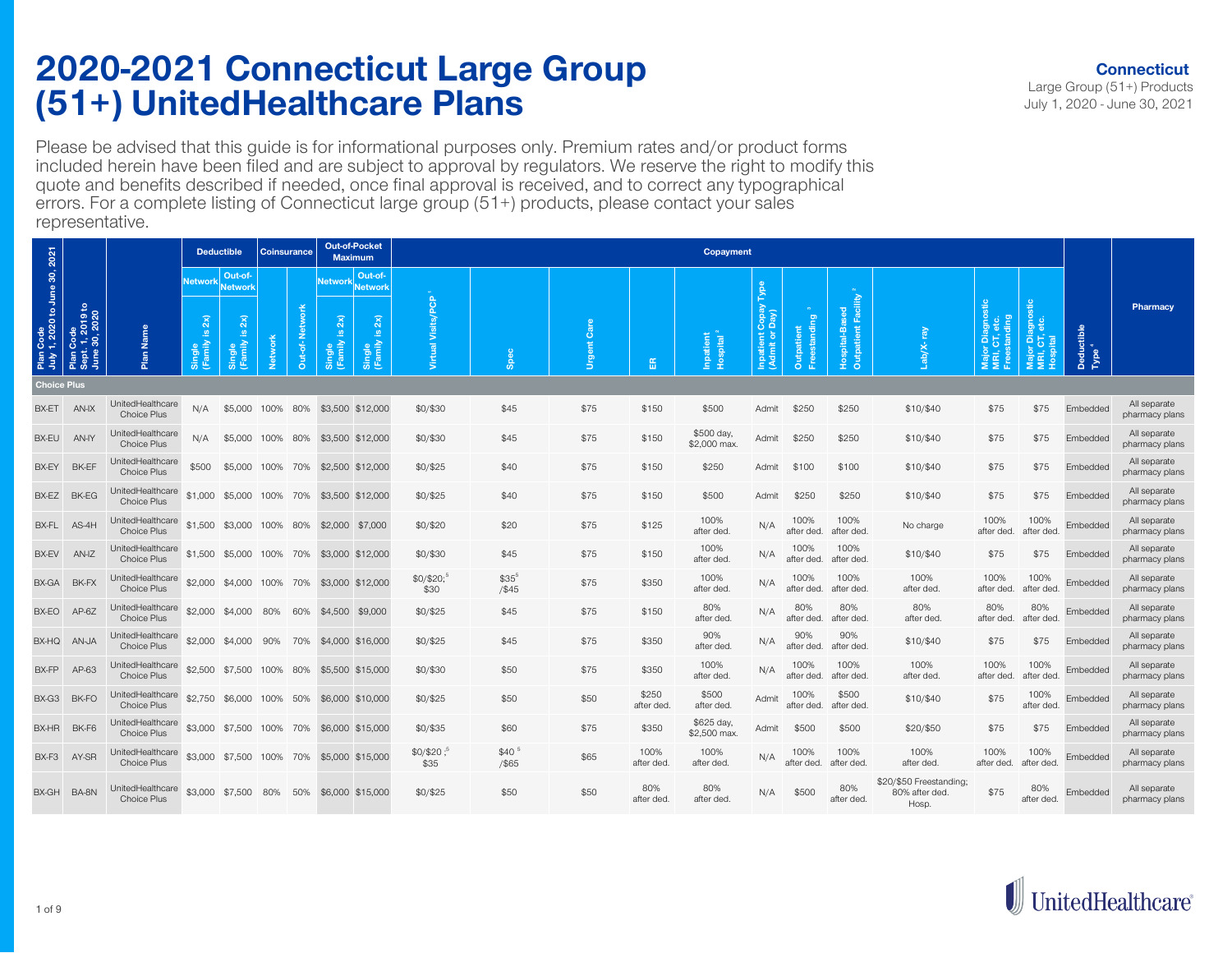# 2020-2021 Connecticut Large Group (51+) UnitedHealthcare Plans

**Connecticut**
Large Group (51+) Products
July 1, 2020 - June 30, 2021

Please be advised that this guide is for informational purposes only. Premium rates and/or product forms included herein have been filed and are subject to approval by regulators. We reserve the right to modify this quote and benefits described if needed, once final approval is received, and to correct any typographical errors. For a complete listing of Connecticut large group (51+) products, please contact your sales representative.

| Plan Code July 1, 2020 to June 30, 2021 | Plan Code Sept. 1, 2019 to June 30, 2020 | Plan Name | Deductible Network Single (Family is 2x) | Deductible Out-of-Network Single (Family is 2x) | Coinsurance Network | Coinsurance Out-of-Network | Out-of-Pocket Maximum Network Single (Family is 2x) | Out-of-Pocket Maximum Out-of-Network Single (Family is 2x) | Copayment Virtual Visits/PCP [1] | Spec | Urgent Care | ER | Inpatient Hospital [2] | Inpatient Copay Type (Admit or Day) | Outpatient Freestanding [3] | Hospital-Based Outpatient Facility [3] | Lab/X-ray | Major Diagnostic MRI, CT, etc. Freestanding | Major Diagnostic MRI, CT, etc. Hospital | Deductible Type [4] | Pharmacy |
|---|---|---|---|---|---|---|---|---|---|---|---|---|---|---|---|---|---|---|---|---|---|
| **Choice Plus** | | | | | | | | | | | | | | | | | | | | | |
| BX-ET | AN-IX | UnitedHealthcare Choice Plus | N/A | $5,000 | 100% | 80% | $3,500 | $12,000 | $0/$30 | $45 | $75 | $150 | $500 | Admit | $250 | $250 | $10/$40 | $75 | $75 | Embedded | All separate pharmacy plans |
| BX-EU | AN-IY | UnitedHealthcare Choice Plus | N/A | $5,000 | 100% | 80% | $3,500 | $12,000 | $0/$30 | $45 | $75 | $150 | $500 day, $2,000 max. | Admit | $250 | $250 | $10/$40 | $75 | $75 | Embedded | All separate pharmacy plans |
| BX-EY | BK-EF | UnitedHealthcare Choice Plus | $500 | $5,000 | 100% | 70% | $2,500 | $12,000 | $0/$25 | $40 | $75 | $150 | $250 | Admit | $100 | $100 | $10/$40 | $75 | $75 | Embedded | All separate pharmacy plans |
| BX-EZ | BK-EG | UnitedHealthcare Choice Plus | $1,000 | $5,000 | 100% | 70% | $3,500 | $12,000 | $0/$25 | $40 | $75 | $150 | $500 | Admit | $250 | $250 | $10/$40 | $75 | $75 | Embedded | All separate pharmacy plans |
| BX-FL | AS-4H | UnitedHealthcare Choice Plus | $1,500 | $3,000 | 100% | 80% | $2,000 | $7,000 | $0/$20 | $20 | $75 | $125 | 100% after ded. | N/A | 100% after ded. | 100% after ded. | No charge | 100% after ded. | 100% after ded. | Embedded | All separate pharmacy plans |
| BX-EV | AN-IZ | UnitedHealthcare Choice Plus | $1,500 | $5,000 | 100% | 70% | $3,000 | $12,000 | $0/$30 | $45 | $75 | $150 | 100% after ded. | N/A | 100% after ded. | 100% after ded. | $10/$40 | $75 | $75 | Embedded | All separate pharmacy plans |
| BX-GA | BK-FX | UnitedHealthcare Choice Plus | $2,000 | $4,000 | 100% | 70% | $3,000 | $12,000 | $0/$20;[5] $30 | $35[5] /$45 | $75 | $350 | 100% after ded. | N/A | 100% after ded. | 100% after ded. | 100% after ded. | 100% after ded. | 100% after ded. | Embedded | All separate pharmacy plans |
| BX-EO | AP-6Z | UnitedHealthcare Choice Plus | $2,000 | $4,000 | 80% | 60% | $4,500 | $9,000 | $0/$25 | $45 | $75 | $150 | 80% after ded. | N/A | 80% after ded. | 80% after ded. | 80% after ded. | 80% after ded. | 80% after ded. | Embedded | All separate pharmacy plans |
| BX-HQ | AN-JA | UnitedHealthcare Choice Plus | $2,000 | $4,000 | 90% | 70% | $4,000 | $16,000 | $0/$25 | $45 | $75 | $350 | 90% after ded. | N/A | 90% after ded. | 90% after ded. | $10/$40 | $75 | $75 | Embedded | All separate pharmacy plans |
| BX-FP | AP-63 | UnitedHealthcare Choice Plus | $2,500 | $7,500 | 100% | 80% | $5,500 | $15,000 | $0/$30 | $50 | $75 | $350 | 100% after ded. | N/A | 100% after ded. | 100% after ded. | 100% after ded. | 100% after ded. | 100% after ded. | Embedded | All separate pharmacy plans |
| BX-G3 | BK-FO | UnitedHealthcare Choice Plus | $2,750 | $6,000 | 100% | 50% | $6,000 | $10,000 | $0/$25 | $50 | $50 | $250 after ded. | $500 after ded. | Admit | 100% after ded. | $500 after ded. | $10/$40 | $75 | 100% after ded. | Embedded | All separate pharmacy plans |
| BX-HR | BK-F6 | UnitedHealthcare Choice Plus | $3,000 | $7,500 | 100% | 70% | $6,000 | $15,000 | $0/$35 | $60 | $75 | $350 | $625 day, $2,500 max. | Admit | $500 | $500 | $20/$50 | $75 | $75 | Embedded | All separate pharmacy plans |
| BX-F3 | AY-SR | UnitedHealthcare Choice Plus | $3,000 | $7,500 | 100% | 70% | $5,000 | $15,000 | $0/$20 ;[5] $35 | $40 [5] /$65 | $65 | 100% after ded. | 100% after ded. | N/A | 100% after ded. | 100% after ded. | 100% after ded. | 100% after ded. | 100% after ded. | Embedded | All separate pharmacy plans |
| BX-GH | BA-8N | UnitedHealthcare Choice Plus | $3,000 | $7,500 | 80% | 50% | $6,000 | $15,000 | $0/$25 | $50 | $50 | 80% after ded. | 80% after ded. | N/A | $500 | 80% after ded. | $20/$50 Freestanding; 80% after ded. Hosp. | $75 | 80% after ded. | Embedded | All separate pharmacy plans |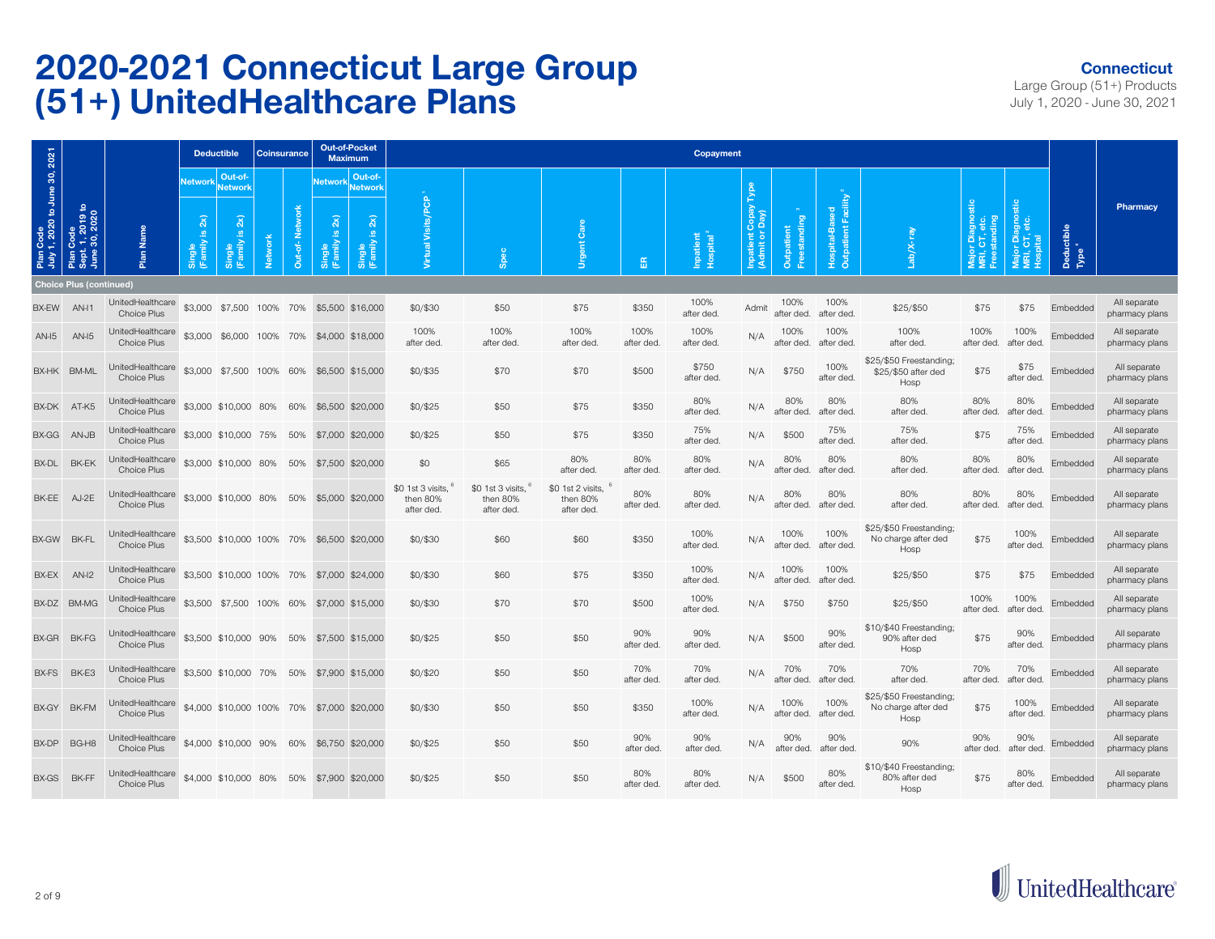# 2020-2021 Connecticut Large Group (51+) UnitedHealthcare Plans

**Connecticut**
Large Group (51+) Products
July 1, 2020 - June 30, 2021

| Plan Code July 1, 2020 to June 30, 2021 | Plan Code Sept. 1, 2019 to June 30, 2020 | Plan Name | Deductible | | Coinsurance | | Out-of-Pocket Maximum | | Copayment | | | | | | | | | | | | Deductible Type [4] | Pharmacy |
|---|---|---|---|---|---|---|---|---|---|---|---|---|---|---|---|---|---|---|---|---|---|---|
| | | | Network | Out-of-Network | | | Network | Out-of-Network | | | | | | | | | | | | | | |
| | | | Single (Family is 2x) | Single (Family is 2x) | Network | Out-of- Network | Single (Family is 2x) | Single (Family is 2x) | Virtual Visits/PCP [1] | Spec | Urgent Care | ER | Inpatient Hospital [2] | Inpatient Copay Type (Admit or Day) | Outpatient Freestanding [3] | Hospital-Based Outpatient Facility [2] | Lab/X-ray | Major Diagnostic MRI, CT, etc. Freestanding | Major Diagnostic MRI, CT, etc. Hospital | | |
| **Choice Plus (continued)** | | | | | | | | | | | | | | | | | | | | | | |
| BX-EW | AN-I1 | UnitedHealthcare Choice Plus | $3,000 | $7,500 | 100% | 70% | $5,500 | $16,000 | $0/$30 | $50 | $75 | $350 | 100% after ded. | Admit | 100% after ded. | 100% after ded. | $25/$50 | $75 | $75 | Embedded | All separate pharmacy plans |
| AN-I5 | AN-I5 | UnitedHealthcare Choice Plus | $3,000 | $6,000 | 100% | 70% | $4,000 | $18,000 | 100% after ded. | 100% after ded. | 100% after ded. | 100% after ded. | 100% after ded. | N/A | 100% after ded. | 100% after ded. | 100% after ded. | 100% after ded. | 100% after ded. | Embedded | All separate pharmacy plans |
| BX-HK | BM-ML | UnitedHealthcare Choice Plus | $3,000 | $7,500 | 100% | 60% | $6,500 | $15,000 | $0/$35 | $70 | $70 | $500 | $750 after ded. | N/A | $750 | 100% after ded. | $25/$50 Freestanding; $25/$50 after ded Hosp | $75 | $75 after ded. | Embedded | All separate pharmacy plans |
| BX-DK | AT-K5 | UnitedHealthcare Choice Plus | $3,000 | $10,000 | 80% | 60% | $6,500 | $20,000 | $0/$25 | $50 | $75 | $350 | 80% after ded. | N/A | 80% after ded. | 80% after ded. | 80% after ded. | 80% after ded. | 80% after ded. | Embedded | All separate pharmacy plans |
| BX-GG | AN-JB | UnitedHealthcare Choice Plus | $3,000 | $10,000 | 75% | 50% | $7,000 | $20,000 | $0/$25 | $50 | $75 | $350 | 75% after ded. | N/A | $500 | 75% after ded. | 75% after ded. | $75 | 75% after ded. | Embedded | All separate pharmacy plans |
| BX-DL | BK-EK | UnitedHealthcare Choice Plus | $3,000 | $10,000 | 80% | 50% | $7,500 | $20,000 | $0 | $65 | 80% after ded. | 80% after ded. | 80% after ded. | N/A | 80% after ded. | 80% after ded. | 80% after ded. | 80% after ded. | 80% after ded. | Embedded | All separate pharmacy plans |
| BK-EE | AJ-2E | UnitedHealthcare Choice Plus | $3,000 | $10,000 | 80% | 50% | $5,000 | $20,000 | $0 1st 3 visits, [6] then 80% after ded. | $0 1st 3 visits, [6] then 80% after ded. | $0 1st 2 visits, [6] then 80% after ded. | 80% after ded. | 80% after ded. | N/A | 80% after ded. | 80% after ded. | 80% after ded. | 80% after ded. | 80% after ded. | Embedded | All separate pharmacy plans |
| BX-GW | BK-FL | UnitedHealthcare Choice Plus | $3,500 | $10,000 | 100% | 70% | $6,500 | $20,000 | $0/$30 | $60 | $60 | $350 | 100% after ded. | N/A | 100% after ded. | 100% after ded. | $25/$50 Freestanding; No charge after ded Hosp | $75 | 100% after ded. | Embedded | All separate pharmacy plans |
| BX-EX | AN-I2 | UnitedHealthcare Choice Plus | $3,500 | $10,000 | 100% | 70% | $7,000 | $24,000 | $0/$30 | $60 | $75 | $350 | 100% after ded. | N/A | 100% after ded. | 100% after ded. | $25/$50 | $75 | $75 | Embedded | All separate pharmacy plans |
| BX-DZ | BM-MG | UnitedHealthcare Choice Plus | $3,500 | $7,500 | 100% | 60% | $7,000 | $15,000 | $0/$30 | $70 | $70 | $500 | 100% after ded. | N/A | $750 | $750 | $25/$50 | 100% after ded. | 100% after ded. | Embedded | All separate pharmacy plans |
| BX-GR | BK-FG | UnitedHealthcare Choice Plus | $3,500 | $10,000 | 90% | 50% | $7,500 | $15,000 | $0/$25 | $50 | $50 | 90% after ded. | 90% after ded. | N/A | $500 | 90% after ded. | $10/$40 Freestanding; 90% after ded Hosp | $75 | 90% after ded. | Embedded | All separate pharmacy plans |
| BX-FS | BK-E3 | UnitedHealthcare Choice Plus | $3,500 | $10,000 | 70% | 50% | $7,900 | $15,000 | $0/$20 | $50 | $50 | 70% after ded. | 70% after ded. | N/A | 70% after ded. | 70% after ded. | 70% after ded. | 70% after ded. | 70% after ded. | Embedded | All separate pharmacy plans |
| BX-GY | BK-FM | UnitedHealthcare Choice Plus | $4,000 | $10,000 | 100% | 70% | $7,000 | $20,000 | $0/$30 | $50 | $50 | $350 | 100% after ded. | N/A | 100% after ded. | 100% after ded. | $25/$50 Freestanding; No charge after ded Hosp | $75 | 100% after ded. | Embedded | All separate pharmacy plans |
| BX-DP | BG-H8 | UnitedHealthcare Choice Plus | $4,000 | $10,000 | 90% | 60% | $6,750 | $20,000 | $0/$25 | $50 | $50 | 90% after ded. | 90% after ded. | N/A | 90% after ded. | 90% after ded. | 90% | 90% after ded. | 90% after ded. | Embedded | All separate pharmacy plans |
| BX-GS | BK-FF | UnitedHealthcare Choice Plus | $4,000 | $10,000 | 80% | 50% | $7,900 | $20,000 | $0/$25 | $50 | $50 | 80% after ded. | 80% after ded. | N/A | $500 | 80% after ded. | $10/$40 Freestanding; 80% after ded Hosp | $75 | 80% after ded. | Embedded | All separate pharmacy plans |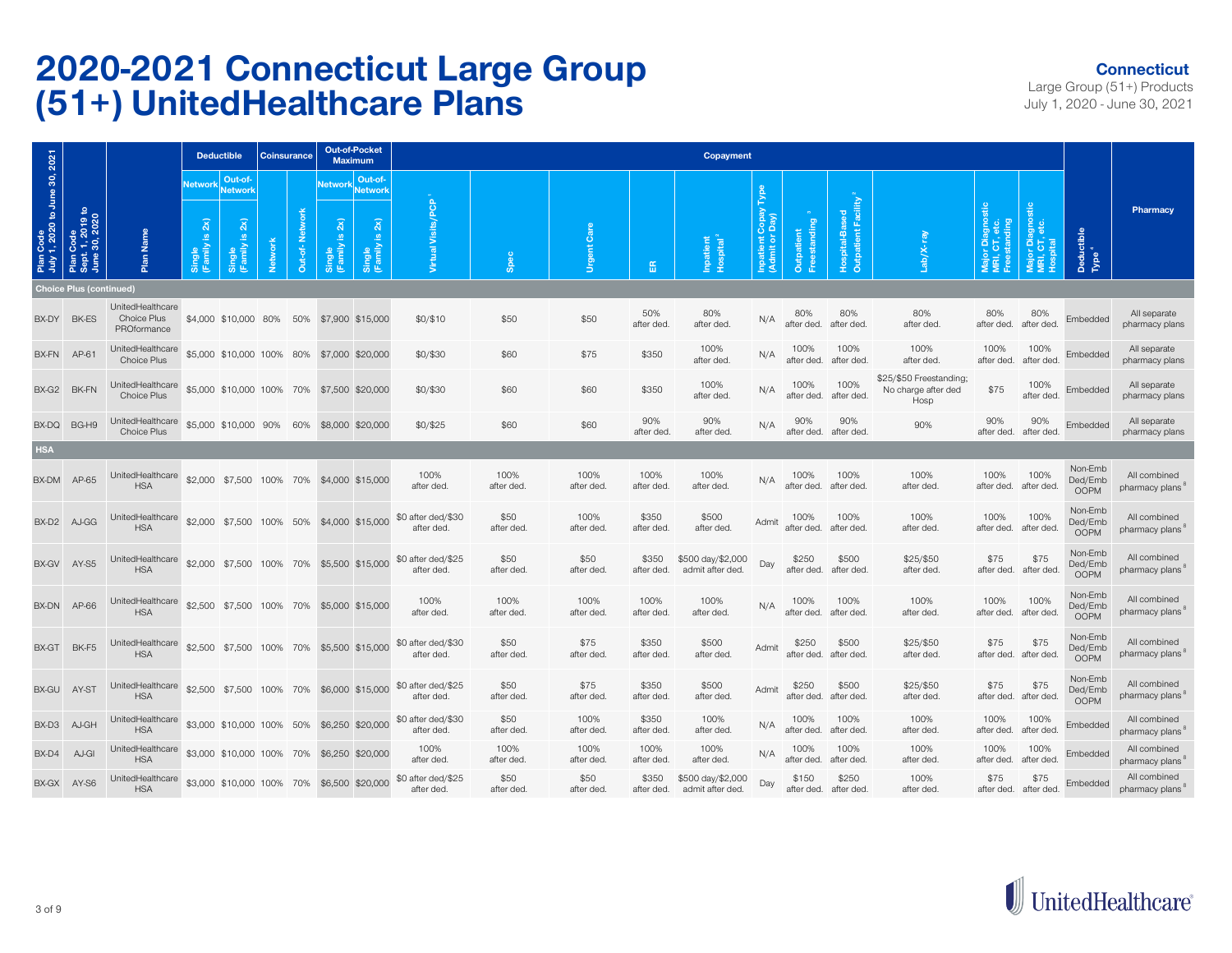# 2020-2021 Connecticut Large Group (51+) UnitedHealthcare Plans

**Connecticut**
Large Group (51+) Products
July 1, 2020 - June 30, 2021

| Plan Code July 1, 2020 to June 30, 2021 | Plan Code Sept. 1, 2019 to June 30, 2020 | Plan Name | Deductible | | Coinsurance | | Out-of-Pocket Maximum | | Copayment | | | | | | | | | | | | Deductible Type [4] | Pharmacy |
|---|---|---|---|---|---|---|---|---|---|---|---|---|---|---|---|---|---|---|---|---|---|---|
| | | | Network | Out-of-Network | | | Network | Out-of-Network | | | | | | | | | | | | | | |
| | | | Single (Family is 2x) | Single (Family is 2x) | Network | Out-of-Network | Single (Family is 2x) | Single (Family is 2x) | Virtual Visits/PCP [1] | Spec | Urgent Care | ER | Inpatient Hospital [2] | Inpatient Copay Type (Admit or Day) | Outpatient Freestanding [3] | Hospital-Based Outpatient Facility [2] | Lab/X-ray | Major Diagnostic MRI, CT, etc. Freestanding | Major Diagnostic MRI, CT, etc. Hospital | | |
| **Choice Plus (continued)** | | | | | | | | | | | | | | | | | | | | | | |
| BX-DY | BK-ES | UnitedHealthcare Choice Plus PROformance | $4,000 | $10,000 | 80% | 50% | $7,900 | $15,000 | $0/$10 | $50 | $50 | 50% after ded. | 80% after ded. | N/A | 80% after ded. | 80% after ded. | 80% after ded. | 80% after ded. | 80% after ded. | Embedded | All separate pharmacy plans |
| BX-FN | AP-61 | UnitedHealthcare Choice Plus | $5,000 | $10,000 | 100% | 80% | $7,000 | $20,000 | $0/$30 | $60 | $75 | $350 | 100% after ded. | N/A | 100% after ded. | 100% after ded. | 100% after ded. | 100% after ded. | 100% after ded. | Embedded | All separate pharmacy plans |
| BX-G2 | BK-FN | UnitedHealthcare Choice Plus | $5,000 | $10,000 | 100% | 70% | $7,500 | $20,000 | $0/$30 | $60 | $60 | $350 | 100% after ded. | N/A | 100% after ded. | 100% after ded. | $25/$50 Freestanding; No charge after ded Hosp | $75 | 100% after ded. | Embedded | All separate pharmacy plans |
| BX-DQ | BG-H9 | UnitedHealthcare Choice Plus | $5,000 | $10,000 | 90% | 60% | $8,000 | $20,000 | $0/$25 | $60 | $60 | 90% after ded. | 90% after ded. | N/A | 90% after ded. | 90% after ded. | 90% | 90% after ded. | 90% after ded. | Embedded | All separate pharmacy plans |
| **HSA** | | | | | | | | | | | | | | | | | | | | | | |
| BX-DM | AP-65 | UnitedHealthcare HSA | $2,000 | $7,500 | 100% | 70% | $4,000 | $15,000 | 100% after ded. | 100% after ded. | 100% after ded. | 100% after ded. | 100% after ded. | N/A | 100% after ded. | 100% after ded. | 100% after ded. | 100% after ded. | 100% after ded. | Non-Emb Ded/Emb OOPM | All combined pharmacy plans [8] |
| BX-D2 | AJ-GG | UnitedHealthcare HSA | $2,000 | $7,500 | 100% | 50% | $4,000 | $15,000 | $0 after ded/$30 after ded. | $50 after ded. | 100% after ded. | $350 after ded. | $500 after ded. | Admit | 100% after ded. | 100% after ded. | 100% after ded. | 100% after ded. | 100% after ded. | Non-Emb Ded/Emb OOPM | All combined pharmacy plans [8] |
| BX-GV | AY-S5 | UnitedHealthcare HSA | $2,000 | $7,500 | 100% | 70% | $5,500 | $15,000 | $0 after ded/$25 after ded. | $50 after ded. | $50 after ded. | $350 after ded. | $500 day/$2,000 admit after ded. | Day | $250 after ded. | $500 after ded. | $25/$50 after ded. | $75 after ded. | $75 after ded. | Non-Emb Ded/Emb OOPM | All combined pharmacy plans [8] |
| BX-DN | AP-66 | UnitedHealthcare HSA | $2,500 | $7,500 | 100% | 70% | $5,000 | $15,000 | 100% after ded. | 100% after ded. | 100% after ded. | 100% after ded. | 100% after ded. | N/A | 100% after ded. | 100% after ded. | 100% after ded. | 100% after ded. | 100% after ded. | Non-Emb Ded/Emb OOPM | All combined pharmacy plans [8] |
| BX-GT | BK-F5 | UnitedHealthcare HSA | $2,500 | $7,500 | 100% | 70% | $5,500 | $15,000 | $0 after ded/$30 after ded. | $50 after ded. | $75 after ded. | $350 after ded. | $500 after ded. | Admit | $250 after ded. | $500 after ded. | $25/$50 after ded. | $75 after ded. | $75 after ded. | Non-Emb Ded/Emb OOPM | All combined pharmacy plans [8] |
| BX-GU | AY-ST | UnitedHealthcare HSA | $2,500 | $7,500 | 100% | 70% | $6,000 | $15,000 | $0 after ded/$25 after ded. | $50 after ded. | $75 after ded. | $350 after ded. | $500 after ded. | Admit | $250 after ded. | $500 after ded. | $25/$50 after ded. | $75 after ded. | $75 after ded. | Non-Emb Ded/Emb OOPM | All combined pharmacy plans [8] |
| BX-D3 | AJ-GH | UnitedHealthcare HSA | $3,000 | $10,000 | 100% | 50% | $6,250 | $20,000 | $0 after ded/$30 after ded. | $50 after ded. | 100% after ded. | $350 after ded. | 100% after ded. | N/A | 100% after ded. | 100% after ded. | 100% after ded. | 100% after ded. | 100% after ded. | Embedded | All combined pharmacy plans [8] |
| BX-D4 | AJ-GI | UnitedHealthcare HSA | $3,000 | $10,000 | 100% | 70% | $6,250 | $20,000 | 100% after ded. | 100% after ded. | 100% after ded. | 100% after ded. | 100% after ded. | N/A | 100% after ded. | 100% after ded. | 100% after ded. | 100% after ded. | 100% after ded. | Embedded | All combined pharmacy plans [8] |
| BX-GX | AY-S6 | UnitedHealthcare HSA | $3,000 | $10,000 | 100% | 70% | $6,500 | $20,000 | $0 after ded/$25 after ded. | $50 after ded. | $50 after ded. | $350 after ded. | $500 day/$2,000 admit after ded. | Day | $150 after ded. | $250 after ded. | 100% after ded. | $75 after ded. | $75 after ded. | Embedded | All combined pharmacy plans [8] |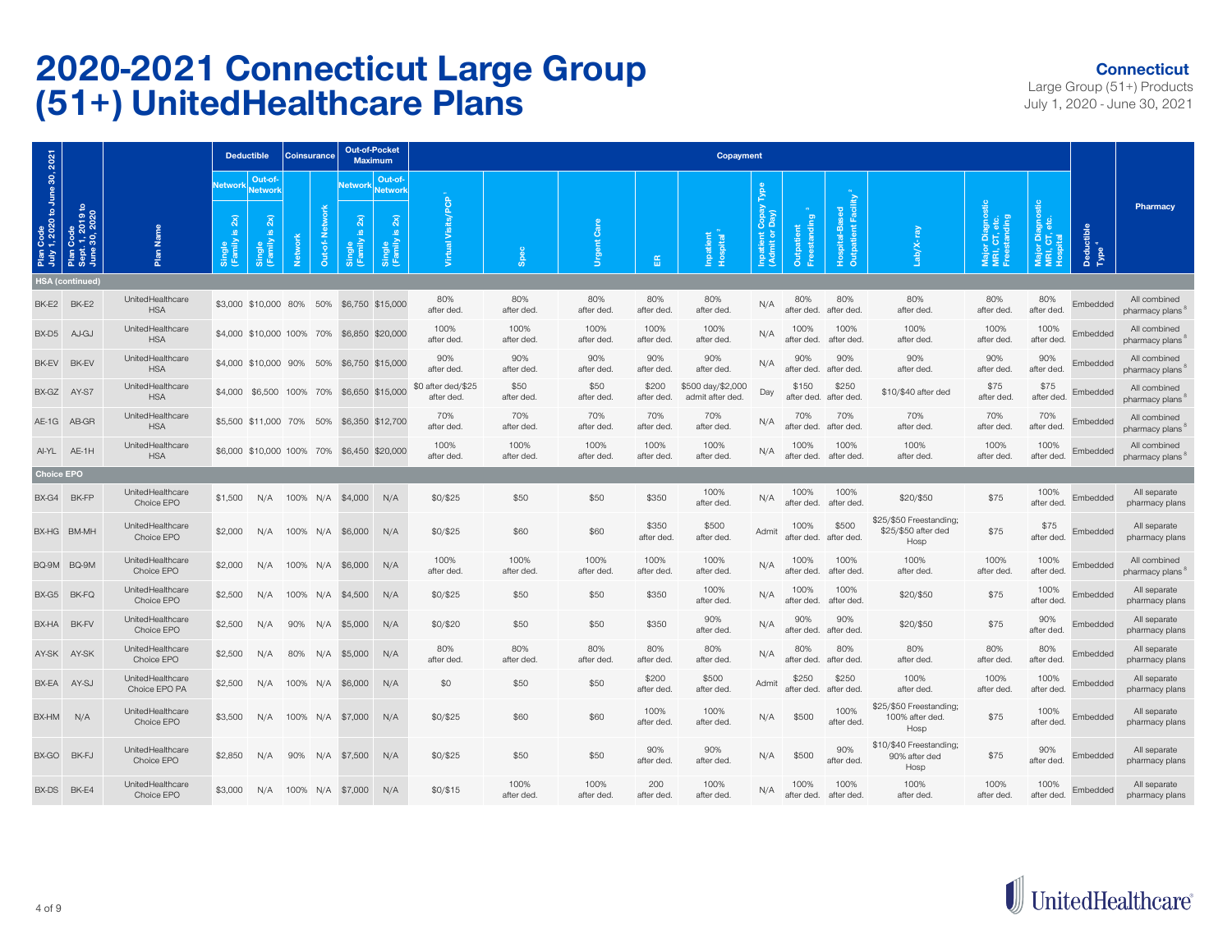# 2020-2021 Connecticut Large Group (51+) UnitedHealthcare Plans

**Connecticut**
Large Group (51+) Products
July 1, 2020 - June 30, 2021

| Plan Code July 1, 2020 to June 30, 2021 | Plan Code Sept. 1, 2019 to June 30, 2020 | Plan Name | Deductible | | Coinsurance | | Out-of-Pocket Maximum | | Copayment | | | | | | | | | | | | Deductible Type [4] | Pharmacy |
|---|---|---|---|---|---|---|---|---|---|---|---|---|---|---|---|---|---|---|---|---|---|---|
| | | | Network | Out-of-Network | | | Network | Out-of-Network | | | | | | | | | | | | | | |
| | | | Single (Family is 2x) | Single (Family is 2x) | Network | Out-of-Network | Single (Family is 2x) | Single (Family is 2x) | Virtual Visits/PCP [1] | Spec | Urgent Care | ER | Inpatient Hospital [2] | Inpatient Copay Type (Admit or Day) | Outpatient Freestanding [3] | Hospital-Based Outpatient Facility [2] | Lab/X-ray | Major Diagnostic MRI, CT, etc. Freestanding | Major Diagnostic MRI, CT, etc. Hospital | | |
| **HSA (continued)** | | | | | | | | | | | | | | | | | | | | | | |
| BK-E2 | BK-E2 | UnitedHealthcare HSA | $3,000 | $10,000 | 80% | 50% | $6,750 | $15,000 | 80% after ded. | 80% after ded. | 80% after ded. | 80% after ded. | 80% after ded. | N/A | 80% after ded. | 80% after ded. | 80% after ded. | 80% after ded. | 80% after ded. | Embedded | All combined pharmacy plans [8] |
| BX-D5 | AJ-GJ | UnitedHealthcare HSA | $4,000 | $10,000 | 100% | 70% | $6,850 | $20,000 | 100% after ded. | 100% after ded. | 100% after ded. | 100% after ded. | 100% after ded. | N/A | 100% after ded. | 100% after ded. | 100% after ded. | 100% after ded. | 100% after ded. | Embedded | All combined pharmacy plans [8] |
| BK-EV | BK-EV | UnitedHealthcare HSA | $4,000 | $10,000 | 90% | 50% | $6,750 | $15,000 | 90% after ded. | 90% after ded. | 90% after ded. | 90% after ded. | 90% after ded. | N/A | 90% after ded. | 90% after ded. | 90% after ded. | 90% after ded. | 90% after ded. | Embedded | All combined pharmacy plans [8] |
| BX-GZ | AY-S7 | UnitedHealthcare HSA | $4,000 | $6,500 | 100% | 70% | $6,650 | $15,000 | $0 after ded/$25 after ded. | $50 after ded. | $50 after ded. | $200 after ded. | $500 day/$2,000 admit after ded. | Day | $150 after ded. | $250 after ded. | $10/$40 after ded | $75 after ded. | $75 after ded. | Embedded | All combined pharmacy plans [8] |
| AE-1G | AB-GR | UnitedHealthcare HSA | $5,500 | $11,000 | 70% | 50% | $6,350 | $12,700 | 70% after ded. | 70% after ded. | 70% after ded. | 70% after ded. | 70% after ded. | N/A | 70% after ded. | 70% after ded. | 70% after ded. | 70% after ded. | 70% after ded. | Embedded | All combined pharmacy plans [8] |
| AI-YL | AE-1H | UnitedHealthcare HSA | $6,000 | $10,000 | 100% | 70% | $6,450 | $20,000 | 100% after ded. | 100% after ded. | 100% after ded. | 100% after ded. | 100% after ded. | N/A | 100% after ded. | 100% after ded. | 100% after ded. | 100% after ded. | 100% after ded. | Embedded | All combined pharmacy plans [8] |
| **Choice EPO** | | | | | | | | | | | | | | | | | | | | | | |
| BX-G4 | BK-FP | UnitedHealthcare Choice EPO | $1,500 | N/A | 100% | N/A | $4,000 | N/A | $0/$25 | $50 | $50 | $350 | 100% after ded. | N/A | 100% after ded. | 100% after ded. | $20/$50 | $75 | 100% after ded. | Embedded | All separate pharmacy plans |
| BX-HG | BM-MH | UnitedHealthcare Choice EPO | $2,000 | N/A | 100% | N/A | $6,000 | N/A | $0/$25 | $60 | $60 | $350 after ded. | $500 after ded. | Admit | 100% after ded. | $500 after ded. | $25/$50 Freestanding; $25/$50 after ded Hosp | $75 | $75 after ded. | Embedded | All separate pharmacy plans |
| BQ-9M | BQ-9M | UnitedHealthcare Choice EPO | $2,000 | N/A | 100% | N/A | $6,000 | N/A | 100% after ded. | 100% after ded. | 100% after ded. | 100% after ded. | 100% after ded. | N/A | 100% after ded. | 100% after ded. | 100% after ded. | 100% after ded. | 100% after ded. | Embedded | All combined pharmacy plans [8] |
| BX-G5 | BK-FQ | UnitedHealthcare Choice EPO | $2,500 | N/A | 100% | N/A | $4,500 | N/A | $0/$25 | $50 | $50 | $350 | 100% after ded. | N/A | 100% after ded. | 100% after ded. | $20/$50 | $75 | 100% after ded. | Embedded | All separate pharmacy plans |
| BX-HA | BK-FV | UnitedHealthcare Choice EPO | $2,500 | N/A | 90% | N/A | $5,000 | N/A | $0/$20 | $50 | $50 | $350 | 90% after ded. | N/A | 90% after ded. | 90% after ded. | $20/$50 | $75 | 90% after ded. | Embedded | All separate pharmacy plans |
| AY-SK | AY-SK | UnitedHealthcare Choice EPO | $2,500 | N/A | 80% | N/A | $5,000 | N/A | 80% after ded. | 80% after ded. | 80% after ded. | 80% after ded. | 80% after ded. | N/A | 80% after ded. | 80% after ded. | 80% after ded. | 80% after ded. | 80% after ded. | Embedded | All separate pharmacy plans |
| BX-EA | AY-SJ | UnitedHealthcare Choice EPO PA | $2,500 | N/A | 100% | N/A | $6,000 | N/A | $0 | $50 | $50 | $200 after ded. | $500 after ded. | Admit | $250 after ded. | $250 after ded. | 100% after ded. | 100% after ded. | 100% after ded. | Embedded | All separate pharmacy plans |
| BX-HM | N/A | UnitedHealthcare Choice EPO | $3,500 | N/A | 100% | N/A | $7,000 | N/A | $0/$25 | $60 | $60 | 100% after ded. | 100% after ded. | N/A | $500 | 100% after ded. | $25/$50 Freestanding; 100% after ded. Hosp | $75 | 100% after ded. | Embedded | All separate pharmacy plans |
| BX-GO | BK-FJ | UnitedHealthcare Choice EPO | $2,850 | N/A | 90% | N/A | $7,500 | N/A | $0/$25 | $50 | $50 | 90% after ded. | 90% after ded. | N/A | $500 | 90% after ded. | $10/$40 Freestanding; 90% after ded Hosp | $75 | 90% after ded. | Embedded | All separate pharmacy plans |
| BX-DS | BK-E4 | UnitedHealthcare Choice EPO | $3,000 | N/A | 100% | N/A | $7,000 | N/A | $0/$15 | 100% after ded. | 100% after ded. | 200 after ded. | 100% after ded. | N/A | 100% after ded. | 100% after ded. | 100% after ded. | 100% after ded. | 100% after ded. | Embedded | All separate pharmacy plans |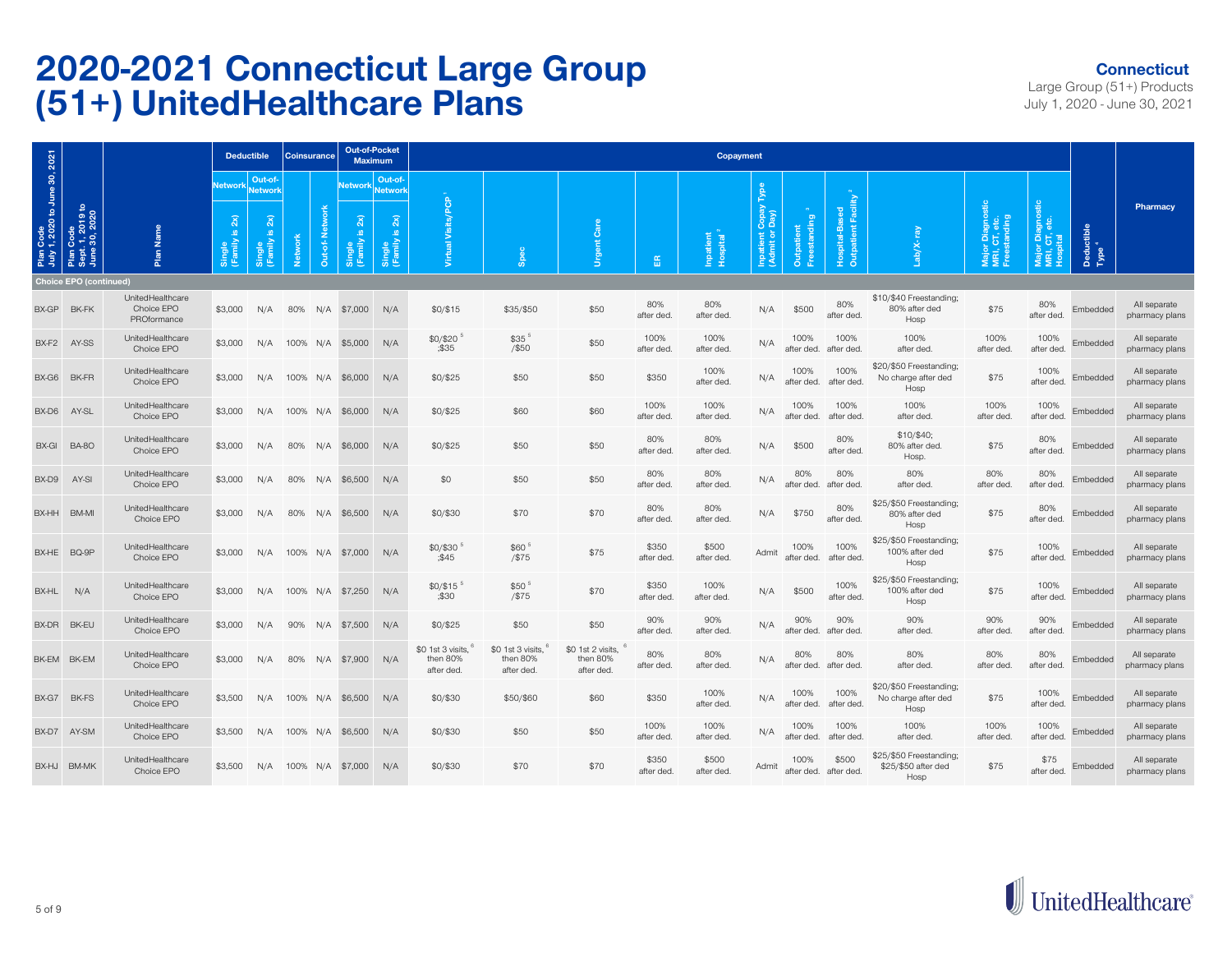# 2020-2021 Connecticut Large Group (51+) UnitedHealthcare Plans

**Connecticut**
Large Group (51+) Products
July 1, 2020 - June 30, 2021

| Plan Code July 1, 2020 to June 30, 2021 | Plan Code Sept. 1, 2019 to June 30, 2020 | Plan Name | Deductible | | Coinsurance | | Out-of-Pocket Maximum | | Copayment | | | | | | | | | | | | Deductible Type [4] | Pharmacy |
|---|---|---|---|---|---|---|---|---|---|---|---|---|---|---|---|---|---|---|---|---|---|---|
| | | | Network | Out-of-Network | | | Network | Out-of-Network | | | | | | | | | | | | | | |
| | | | Single (Family is 2x) | Single (Family is 2x) | Network | Out-of-Network | Single (Family is 2x) | Single (Family is 2x) | Virtual Visits/PCP [1] | Spec | Urgent Care | ER | Inpatient Hospital [2] | Inpatient Copay Type (Admit or Day) | Outpatient Freestanding [3] | Hospital-Based Outpatient Facility [2] | Lab/X-ray | Major Diagnostic MRI, CT, etc. Freestanding | Major Diagnostic MRI, CT, etc. Hospital | | |
| **Choice EPO (continued)** | | | | | | | | | | | | | | | | | | | | | | |
| BX-GP | BK-FK | UnitedHealthcare Choice EPO PROformance | $3,000 | N/A | 80% | N/A | $7,000 | N/A | $0/$15 | $35/$50 | $50 | 80% after ded. | 80% after ded. | N/A | $500 | 80% after ded. | $10/$40 Freestanding; 80% after ded Hosp | $75 | 80% after ded. | Embedded | All separate pharmacy plans |
| BX-F2 | AY-SS | UnitedHealthcare Choice EPO | $3,000 | N/A | 100% | N/A | $5,000 | N/A | $0/$20 [5] ;$35 | $35 [5] /$50 | $50 | 100% after ded. | 100% after ded. | N/A | 100% after ded. | 100% after ded. | 100% after ded. | 100% after ded. | 100% after ded. | Embedded | All separate pharmacy plans |
| BX-G6 | BK-FR | UnitedHealthcare Choice EPO | $3,000 | N/A | 100% | N/A | $6,000 | N/A | $0/$25 | $50 | $50 | $350 | 100% after ded. | N/A | 100% after ded. | 100% after ded. | $20/$50 Freestanding; No charge after ded Hosp | $75 | 100% after ded. | Embedded | All separate pharmacy plans |
| BX-D6 | AY-SL | UnitedHealthcare Choice EPO | $3,000 | N/A | 100% | N/A | $6,000 | N/A | $0/$25 | $60 | $60 | 100% after ded. | 100% after ded. | N/A | 100% after ded. | 100% after ded. | 100% after ded. | 100% after ded. | 100% after ded. | Embedded | All separate pharmacy plans |
| BX-GI | BA-8O | UnitedHealthcare Choice EPO | $3,000 | N/A | 80% | N/A | $6,000 | N/A | $0/$25 | $50 | $50 | 80% after ded. | 80% after ded. | N/A | $500 | 80% after ded. | $10/$40; 80% after ded. Hosp. | $75 | 80% after ded. | Embedded | All separate pharmacy plans |
| BX-D9 | AY-SI | UnitedHealthcare Choice EPO | $3,000 | N/A | 80% | N/A | $6,500 | N/A | $0 | $50 | $50 | 80% after ded. | 80% after ded. | N/A | 80% after ded. | 80% after ded. | 80% after ded. | 80% after ded. | 80% after ded. | Embedded | All separate pharmacy plans |
| BX-HH | BM-MI | UnitedHealthcare Choice EPO | $3,000 | N/A | 80% | N/A | $6,500 | N/A | $0/$30 | $70 | $70 | 80% after ded. | 80% after ded. | N/A | $750 | 80% after ded. | $25/$50 Freestanding; 80% after ded Hosp | $75 | 80% after ded. | Embedded | All separate pharmacy plans |
| BX-HE | BQ-9P | UnitedHealthcare Choice EPO | $3,000 | N/A | 100% | N/A | $7,000 | N/A | $0/$30 [5] ;$45 | $60 [5] /$75 | $75 | $350 after ded. | $500 after ded. | Admit | 100% after ded. | 100% after ded. | $25/$50 Freestanding; 100% after ded Hosp | $75 | 100% after ded. | Embedded | All separate pharmacy plans |
| BX-HL | N/A | UnitedHealthcare Choice EPO | $3,000 | N/A | 100% | N/A | $7,250 | N/A | $0/$15 [5] ;$30 | $50 [5] /$75 | $70 | $350 after ded. | 100% after ded. | N/A | $500 | 100% after ded. | $25/$50 Freestanding; 100% after ded Hosp | $75 | 100% after ded. | Embedded | All separate pharmacy plans |
| BX-DR | BK-EU | UnitedHealthcare Choice EPO | $3,000 | N/A | 90% | N/A | $7,500 | N/A | $0/$25 | $50 | $50 | 90% after ded. | 90% after ded. | N/A | 90% after ded. | 90% after ded. | 90% after ded. | 90% after ded. | 90% after ded. | Embedded | All separate pharmacy plans |
| BK-EM | BK-EM | UnitedHealthcare Choice EPO | $3,000 | N/A | 80% | N/A | $7,900 | N/A | $0 1st 3 visits, [6] then 80% after ded. | $0 1st 3 visits, [6] then 80% after ded. | $0 1st 2 visits, [6] then 80% after ded. | 80% after ded. | 80% after ded. | N/A | 80% after ded. | 80% after ded. | 80% after ded. | 80% after ded. | 80% after ded. | Embedded | All separate pharmacy plans |
| BX-G7 | BK-FS | UnitedHealthcare Choice EPO | $3,500 | N/A | 100% | N/A | $6,500 | N/A | $0/$30 | $50/$60 | $60 | $350 | 100% after ded. | N/A | 100% after ded. | 100% after ded. | $20/$50 Freestanding; No charge after ded Hosp | $75 | 100% after ded. | Embedded | All separate pharmacy plans |
| BX-D7 | AY-SM | UnitedHealthcare Choice EPO | $3,500 | N/A | 100% | N/A | $6,500 | N/A | $0/$30 | $50 | $50 | 100% after ded. | 100% after ded. | N/A | 100% after ded. | 100% after ded. | 100% after ded. | 100% after ded. | 100% after ded. | Embedded | All separate pharmacy plans |
| BX-HJ | BM-MK | UnitedHealthcare Choice EPO | $3,500 | N/A | 100% | N/A | $7,000 | N/A | $0/$30 | $70 | $70 | $350 after ded. | $500 after ded. | Admit | 100% after ded. | $500 after ded. | $25/$50 Freestanding; $25/$50 after ded Hosp | $75 | $75 after ded. | Embedded | All separate pharmacy plans |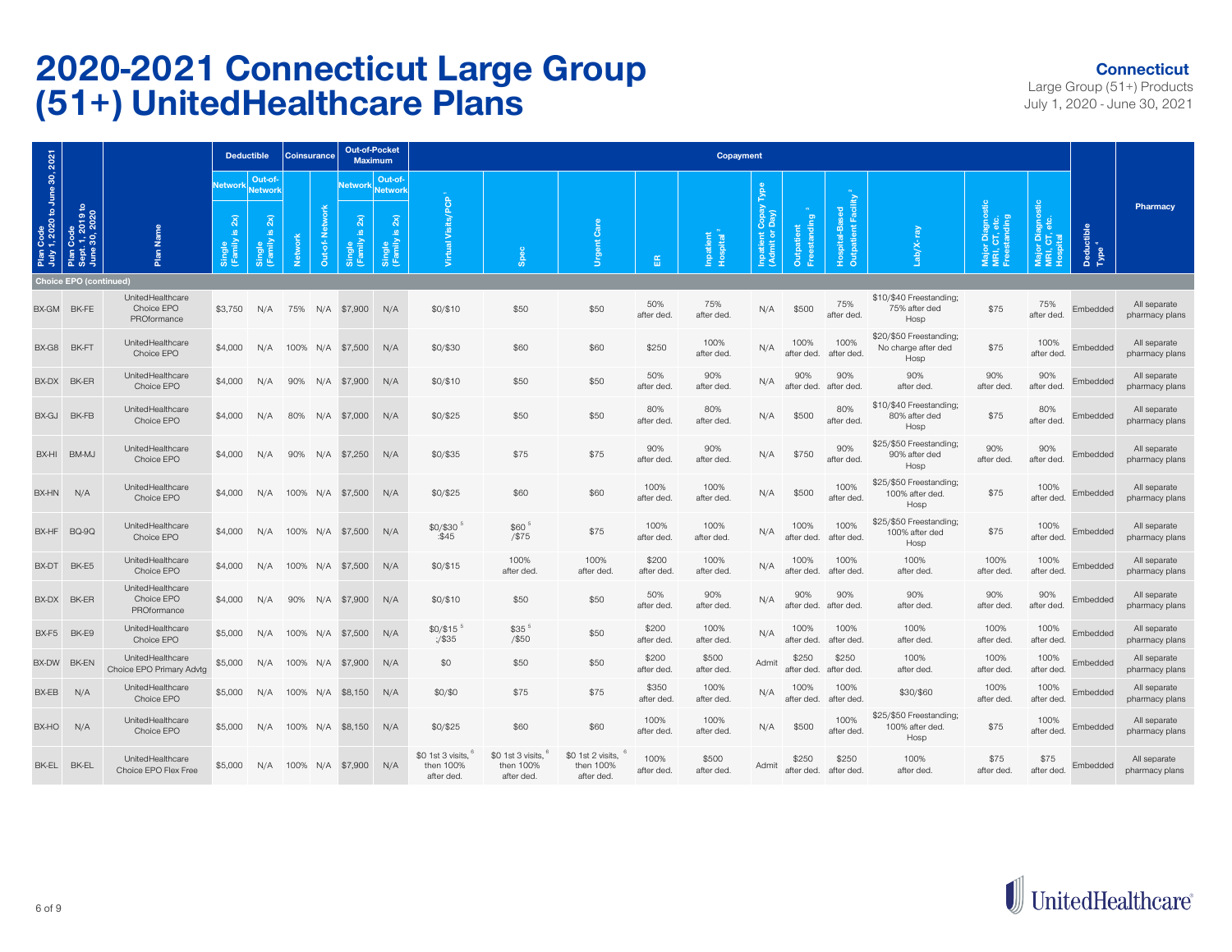# 2020-2021 Connecticut Large Group (51+) UnitedHealthcare Plans

**Connecticut**
Large Group (51+) Products
July 1, 2020 - June 30, 2021

| Plan Code July 1, 2020 to June 30, 2021 | Plan Code Sept. 1, 2019 to June 30, 2020 | Plan Name | Deductible | | Coinsurance | | Out-of-Pocket Maximum | | Copayment | | | | | | | | | | | | Deductible Type [4] | Pharmacy |
|---|---|---|---|---|---|---|---|---|---|---|---|---|---|---|---|---|---|---|---|---|---|---|
| | | | Network | Out-of-Network | | | Network | Out-of-Network | | | | | | | | | | | | | | |
| | | | Single (Family is 2x) | Single (Family is 2x) | Network | Out-of-Network | Single (Family is 2x) | Single (Family is 2x) | Virtual Visits/PCP [1] | Spec | Urgent Care | ER | Inpatient Hospital [2] | Inpatient Copay Type (Admit or Day) | Outpatient Freestanding [3] | Hospital-Based Outpatient Facility [2] | Lab/X-ray | Major Diagnostic MRI, CT, etc. Freestanding | Major Diagnostic MRI, CT, etc. Hospital | | |
| **Choice EPO (continued)** | | | | | | | | | | | | | | | | | | | | | | |
| BX-GM | BK-FE | UnitedHealthcare Choice EPO PROformance | $3,750 | N/A | 75% | N/A | $7,900 | N/A | $0/$10 | $50 | $50 | 50% after ded. | 75% after ded. | N/A | $500 | 75% after ded. | $10/$40 Freestanding; 75% after ded Hosp | $75 | 75% after ded. | Embedded | All separate pharmacy plans |
| BX-G8 | BK-FT | UnitedHealthcare Choice EPO | $4,000 | N/A | 100% | N/A | $7,500 | N/A | $0/$30 | $60 | $60 | $250 | 100% after ded. | N/A | 100% after ded. | 100% after ded. | $20/$50 Freestanding; No charge after ded Hosp | $75 | 100% after ded. | Embedded | All separate pharmacy plans |
| BX-DX | BK-ER | UnitedHealthcare Choice EPO | $4,000 | N/A | 90% | N/A | $7,900 | N/A | $0/$10 | $50 | $50 | 50% after ded. | 90% after ded. | N/A | 90% after ded. | 90% after ded. | 90% after ded. | 90% after ded. | 90% after ded. | Embedded | All separate pharmacy plans |
| BX-GJ | BK-FB | UnitedHealthcare Choice EPO | $4,000 | N/A | 80% | N/A | $7,000 | N/A | $0/$25 | $50 | $50 | 80% after ded. | 80% after ded. | N/A | $500 | 80% after ded. | $10/$40 Freestanding; 80% after ded Hosp | $75 | 80% after ded. | Embedded | All separate pharmacy plans |
| BX-HI | BM-MJ | UnitedHealthcare Choice EPO | $4,000 | N/A | 90% | N/A | $7,250 | N/A | $0/$35 | $75 | $75 | 90% after ded. | 90% after ded. | N/A | $750 | 90% after ded. | $25/$50 Freestanding; 90% after ded Hosp | 90% after ded. | 90% after ded. | Embedded | All separate pharmacy plans |
| BX-HN | N/A | UnitedHealthcare Choice EPO | $4,000 | N/A | 100% | N/A | $7,500 | N/A | $0/$25 | $60 | $60 | 100% after ded. | 100% after ded. | N/A | $500 | 100% after ded. | $25/$50 Freestanding; 100% after ded. Hosp | $75 | 100% after ded. | Embedded | All separate pharmacy plans |
| BX-HF | BQ-9Q | UnitedHealthcare Choice EPO | $4,000 | N/A | 100% | N/A | $7,500 | N/A | $0/$30 [5] :$45 | $60 [5] /$75 | $75 | 100% after ded. | 100% after ded. | N/A | 100% after ded. | 100% after ded. | $25/$50 Freestanding; 100% after ded Hosp | $75 | 100% after ded. | Embedded | All separate pharmacy plans |
| BX-DT | BK-E5 | UnitedHealthcare Choice EPO | $4,000 | N/A | 100% | N/A | $7,500 | N/A | $0/$15 | 100% after ded. | 100% after ded. | $200 after ded. | 100% after ded. | N/A | 100% after ded. | 100% after ded. | 100% after ded. | 100% after ded. | 100% after ded. | Embedded | All separate pharmacy plans |
| BX-DX | BK-ER | UnitedHealthcare Choice EPO PROformance | $4,000 | N/A | 90% | N/A | $7,900 | N/A | $0/$10 | $50 | $50 | 50% after ded. | 90% after ded. | N/A | 90% after ded. | 90% after ded. | 90% after ded. | 90% after ded. | 90% after ded. | Embedded | All separate pharmacy plans |
| BX-F5 | BK-E9 | UnitedHealthcare Choice EPO | $5,000 | N/A | 100% | N/A | $7,500 | N/A | $0/$15 [5] ;/$35 | $35 [5] /$50 | $50 | $200 after ded. | 100% after ded. | N/A | 100% after ded. | 100% after ded. | 100% after ded. | 100% after ded. | 100% after ded. | Embedded | All separate pharmacy plans |
| BX-DW | BK-EN | UnitedHealthcare Choice EPO Primary Advtg | $5,000 | N/A | 100% | N/A | $7,900 | N/A | $0 | $50 | $50 | $200 after ded. | $500 after ded. | Admit | $250 after ded. | $250 after ded. | 100% after ded. | 100% after ded. | 100% after ded. | Embedded | All separate pharmacy plans |
| BX-EB | N/A | UnitedHealthcare Choice EPO | $5,000 | N/A | 100% | N/A | $8,150 | N/A | $0/$0 | $75 | $75 | $350 after ded. | 100% after ded. | N/A | 100% after ded. | 100% after ded. | $30/$60 | 100% after ded. | 100% after ded. | Embedded | All separate pharmacy plans |
| BX-HO | N/A | UnitedHealthcare Choice EPO | $5,000 | N/A | 100% | N/A | $8,150 | N/A | $0/$25 | $60 | $60 | 100% after ded. | 100% after ded. | N/A | $500 | 100% after ded. | $25/$50 Freestanding; 100% after ded. Hosp | $75 | 100% after ded. | Embedded | All separate pharmacy plans |
| BK-EL | BK-EL | UnitedHealthcare Choice EPO Flex Free | $5,000 | N/A | 100% | N/A | $7,900 | N/A | $0 1st 3 visits, [6] then 100% after ded. | $0 1st 3 visits, [6] then 100% after ded. | $0 1st 2 visits, [6] then 100% after ded. | 100% after ded. | $500 after ded. | Admit | $250 after ded. | $250 after ded. | 100% after ded. | $75 after ded. | $75 after ded. | Embedded | All separate pharmacy plans |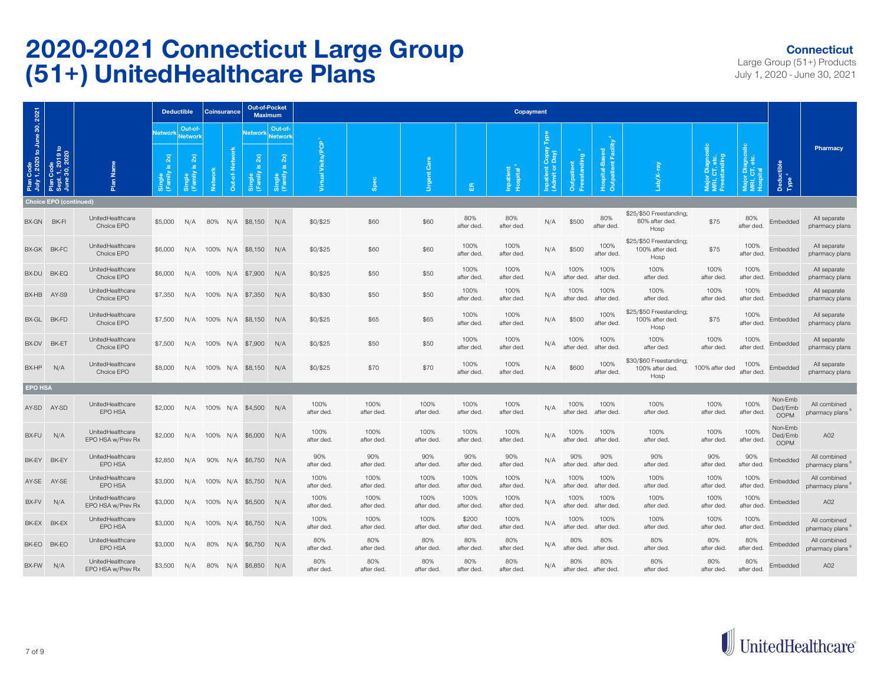# 2020-2021 Connecticut Large Group (51+) UnitedHealthcare Plans

**Connecticut**
Large Group (51+) Products
July 1, 2020 - June 30, 2021

| Plan Code July 1, 2020 to June 30, 2021 | Plan Code Sept. 1, 2019 to June 30, 2020 | Plan Name | Deductible | | Coinsurance | | Out-of-Pocket Maximum | | Copayment | | | | | | | | | | | | Deductible Type [4] | Pharmacy |
|---|---|---|---|---|---|---|---|---|---|---|---|---|---|---|---|---|---|---|---|---|---|---|
| | | | Network | Out-of-Network | | | Network | Out-of-Network | | | | | | | | | | | | | | |
| | | | Single (Family is 2x) | Single (Family is 2x) | Network | Out-of-Network | Single (Family is 2x) | Single (Family is 2x) | Virtual Visits/PCP [1] | Spec | Urgent Care | ER | Inpatient Hospital [2] | Inpatient Copay Type (Admit or Day) | Outpatient Freestanding [3] | Hospital-Based Outpatient Facility [2] | Lab/X-ray | Major Diagnostic MRI, CT, etc. Freestanding | Major Diagnostic MRI, CT, etc. Hospital | | |
| **Choice EPO (continued)** | | | | | | | | | | | | | | | | | | | | | | |
| BX-GN | BK-FI | UnitedHealthcare Choice EPO | $5,000 | N/A | 80% | N/A | $8,150 | N/A | $0/$25 | $60 | $60 | 80% after ded. | 80% after ded. | N/A | $500 | 80% after ded. | $25/$50 Freestanding; 80% after ded. Hosp | $75 | 80% after ded. | Embedded | All separate pharmacy plans |
| BX-GK | BK-FC | UnitedHealthcare Choice EPO | $6,000 | N/A | 100% | N/A | $8,150 | N/A | $0/$25 | $60 | $60 | 100% after ded. | 100% after ded. | N/A | $500 | 100% after ded. | $25/$50 Freestanding; 100% after ded. Hosp | $75 | 100% after ded. | Embedded | All separate pharmacy plans |
| BX-DU | BK-EQ | UnitedHealthcare Choice EPO | $6,000 | N/A | 100% | N/A | $7,900 | N/A | $0/$25 | $50 | $50 | 100% after ded. | 100% after ded. | N/A | 100% after ded. | 100% after ded. | 100% after ded. | 100% after ded. | 100% after ded. | Embedded | All separate pharmacy plans |
| BX-HB | AY-S9 | UnitedHealthcare Choice EPO | $7,350 | N/A | 100% | N/A | $7,350 | N/A | $0/$30 | $50 | $50 | 100% after ded. | 100% after ded. | N/A | 100% after ded. | 100% after ded. | 100% after ded. | 100% after ded. | 100% after ded. | Embedded | All separate pharmacy plans |
| BX-GL | BK-FD | UnitedHealthcare Choice EPO | $7,500 | N/A | 100% | N/A | $8,150 | N/A | $0/$25 | $65 | $65 | 100% after ded. | 100% after ded. | N/A | $500 | 100% after ded. | $25/$50 Freestanding; 100% after ded. Hosp | $75 | 100% after ded. | Embedded | All separate pharmacy plans |
| BX-DV | BK-ET | UnitedHealthcare Choice EPO | $7,500 | N/A | 100% | N/A | $7,900 | N/A | $0/$25 | $50 | $50 | 100% after ded. | 100% after ded. | N/A | 100% after ded. | 100% after ded. | 100% after ded. | 100% after ded. | 100% after ded. | Embedded | All separate pharmacy plans |
| BX-HP | N/A | UnitedHealthcare Choice EPO | $8,000 | N/A | 100% | N/A | $8,150 | N/A | $0/$25 | $70 | $70 | 100% after ded. | 100% after ded. | N/A | $600 | 100% after ded. | $30/$60 Freestanding; 100% after ded. Hosp | 100% after ded | 100% after ded. | Embedded | All separate pharmacy plans |
| **EPO HSA** | | | | | | | | | | | | | | | | | | | | | | |
| AY-SD | AY-SD | UnitedHealthcare EPO HSA | $2,000 | N/A | 100% | N/A | $4,500 | N/A | 100% after ded. | 100% after ded. | 100% after ded. | 100% after ded. | 100% after ded. | N/A | 100% after ded. | 100% after ded. | 100% after ded. | 100% after ded. | 100% after ded. | Non-Emb Ded/Emb OOPM | All combined pharmacy plans [8] |
| BX-FU | N/A | UnitedHealthcare EPO HSA w/Prev Rx | $2,000 | N/A | 100% | N/A | $6,000 | N/A | 100% after ded. | 100% after ded. | 100% after ded. | 100% after ded. | 100% after ded. | N/A | 100% after ded. | 100% after ded. | 100% after ded. | 100% after ded. | 100% after ded. | Non-Emb Ded/Emb OOPM | A02 |
| BK-EY | BK-EY | UnitedHealthcare EPO HSA | $2,850 | N/A | 90% | N/A | $6,750 | N/A | 90% after ded. | 90% after ded. | 90% after ded. | 90% after ded. | 90% after ded. | N/A | 90% after ded. | 90% after ded. | 90% after ded. | 90% after ded. | 90% after ded. | Embedded | All combined pharmacy plans [8] |
| AY-SE | AY-SE | UnitedHealthcare EPO HSA | $3,000 | N/A | 100% | N/A | $5,750 | N/A | 100% after ded. | 100% after ded. | 100% after ded. | 100% after ded. | 100% after ded. | N/A | 100% after ded. | 100% after ded. | 100% after ded. | 100% after ded. | 100% after ded. | Embedded | All combined pharmacy plans [8] |
| BX-FV | N/A | UnitedHealthcare EPO HSA w/Prev Rx | $3,000 | N/A | 100% | N/A | $6,500 | N/A | 100% after ded. | 100% after ded. | 100% after ded. | 100% after ded. | 100% after ded. | N/A | 100% after ded. | 100% after ded. | 100% after ded. | 100% after ded. | 100% after ded. | Embedded | A02 |
| BK-EX | BK-EX | UnitedHealthcare EPO HSA | $3,000 | N/A | 100% | N/A | $6,750 | N/A | 100% after ded. | 100% after ded. | 100% after ded. | $200 after ded. | 100% after ded. | N/A | 100% after ded. | 100% after ded. | 100% after ded. | 100% after ded. | 100% after ded. | Embedded | All combined pharmacy plans [8] |
| BK-EO | BK-EO | UnitedHealthcare EPO HSA | $3,000 | N/A | 80% | N/A | $6,750 | N/A | 80% after ded. | 80% after ded. | 80% after ded. | 80% after ded. | 80% after ded. | N/A | 80% after ded. | 80% after ded. | 80% after ded. | 80% after ded. | 80% after ded. | Embedded | All combined pharmacy plans [8] |
| BX-FW | N/A | UnitedHealthcare EPO HSA w/Prev Rx | $3,500 | N/A | 80% | N/A | $6,850 | N/A | 80% after ded. | 80% after ded. | 80% after ded. | 80% after ded. | 80% after ded. | N/A | 80% after ded. | 80% after ded. | 80% after ded. | 80% after ded. | 80% after ded. | Embedded | A02 |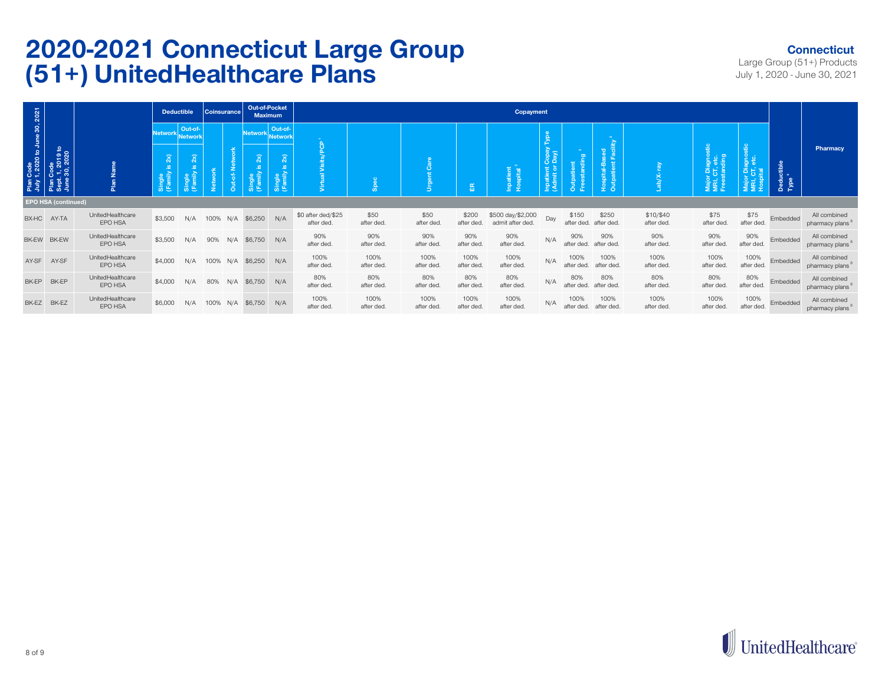# 2020-2021 Connecticut Large Group (51+) UnitedHealthcare Plans

**Connecticut**
Large Group (51+) Products
July 1, 2020 - June 30, 2021

| Plan Code July 1, 2020 to June 30, 2021 | Plan Code Sept. 1, 2019 to June 30, 2020 | Plan Name | Deductible | | Coinsurance | | Out-of-Pocket Maximum | | Copayment | | | | | | | | | | | Deductible Type [4] | Pharmacy |
|---|---|---|---|---|---|---|---|---|---|---|---|---|---|---|---|---|---|---|---|---|---|
| | | | Network | Out-of-Network | | | Network | Out-of-Network | | | | | | | | | | | | | |
| | | | Single (Family is 2x) | Single (Family is 2x) | Network | Out-of-Network | Single (Family is 2x) | Single (Family is 2x) | Virtual Visits/PCP [1] | Spec | Urgent Care | ER | Inpatient Hospital [2] | Inpatient Copay Type (Admit or Day) | Outpatient Freestanding [3] | Hospital-Based Outpatient Facility [2] | Lab/X-ray | Major Diagnostic MRI, CT, etc. Freestanding | Major Diagnostic MRI, CT, etc. Hospital | | |
| **EPO HSA (continued)** | | | | | | | | | | | | | | | | | | | | | |
| BX-HC | AY-TA | UnitedHealthcare EPO HSA | $3,500 | N/A | 100% | N/A | $6,250 | N/A | $0 after ded/$25 after ded. | $50 after ded. | $50 after ded. | $200 after ded. | $500 day/$2,000 admit after ded. | Day | $150 after ded. | $250 after ded. | $10/$40 after ded. | $75 after ded. | $75 after ded. | Embedded | All combined pharmacy plans [8] |
| BK-EW | BK-EW | UnitedHealthcare EPO HSA | $3,500 | N/A | 90% | N/A | $6,750 | N/A | 90% after ded. | 90% after ded. | 90% after ded. | 90% after ded. | 90% after ded. | N/A | 90% after ded. | 90% after ded. | 90% after ded. | 90% after ded. | 90% after ded. | Embedded | All combined pharmacy plans [8] |
| AY-SF | AY-SF | UnitedHealthcare EPO HSA | $4,000 | N/A | 100% | N/A | $6,250 | N/A | 100% after ded. | 100% after ded. | 100% after ded. | 100% after ded. | 100% after ded. | N/A | 100% after ded. | 100% after ded. | 100% after ded. | 100% after ded. | 100% after ded. | Embedded | All combined pharmacy plans [8] |
| BK-EP | BK-EP | UnitedHealthcare EPO HSA | $4,000 | N/A | 80% | N/A | $6,750 | N/A | 80% after ded. | 80% after ded. | 80% after ded. | 80% after ded. | 80% after ded. | N/A | 80% after ded. | 80% after ded. | 80% after ded. | 80% after ded. | 80% after ded. | Embedded | All combined pharmacy plans [8] |
| BK-EZ | BK-EZ | UnitedHealthcare EPO HSA | $6,000 | N/A | 100% | N/A | $6,750 | N/A | 100% after ded. | 100% after ded. | 100% after ded. | 100% after ded. | 100% after ded. | N/A | 100% after ded. | 100% after ded. | 100% after ded. | 100% after ded. | 100% after ded. | Embedded | All combined pharmacy plans [8] |

UnitedHealthcare®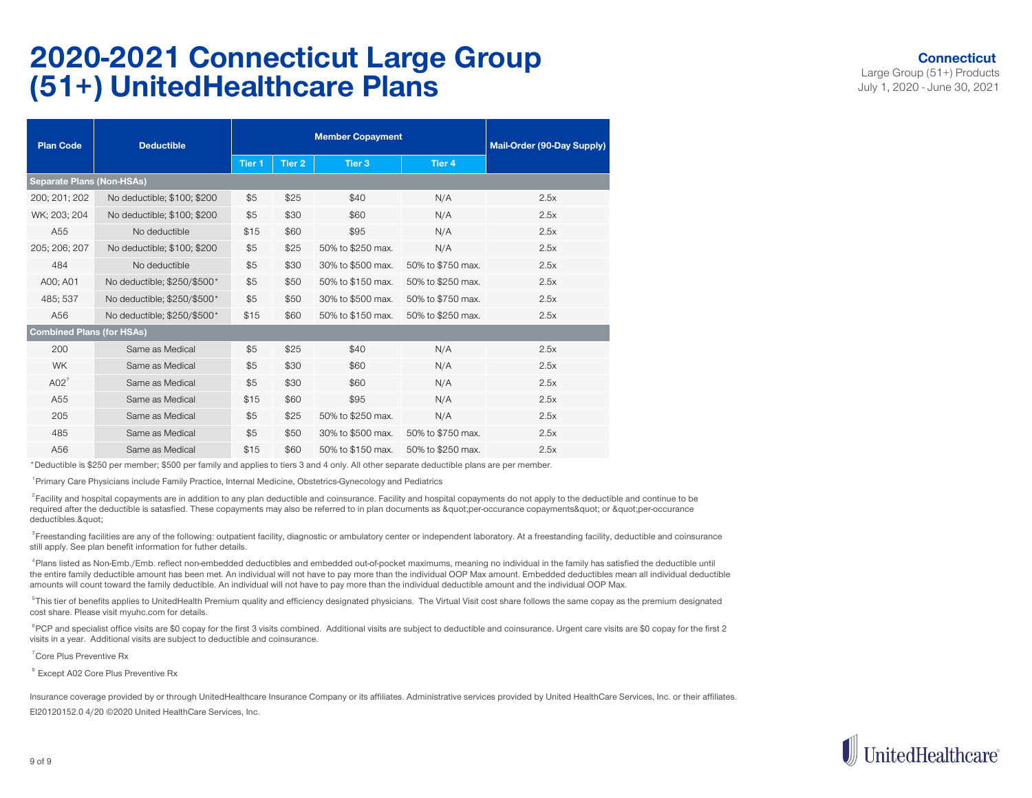# 2020-2021 Connecticut Large Group (51+) UnitedHealthcare Plans

**Connecticut**
Large Group (51+) Products
July 1, 2020 - June 30, 2021

| Plan Code | Deductible | Member Copayment | | | | Mail-Order (90-Day Supply) |
|---|---|---|---|---|---|---|
| | | Tier 1 | Tier 2 | Tier 3 | Tier 4 | |
| **Separate Plans (Non-HSAs)** | | | | | | |
| 200; 201; 202 | No deductible; $100; $200 | $5 | $25 | $40 | N/A | 2.5x |
| WK; 203; 204 | No deductible; $100; $200 | $5 | $30 | $60 | N/A | 2.5x |
| A55 | No deductible | $15 | $60 | $95 | N/A | 2.5x |
| 205; 206; 207 | No deductible; $100; $200 | $5 | $25 | 50% to $250 max. | N/A | 2.5x |
| 484 | No deductible | $5 | $30 | 30% to $500 max. | 50% to $750 max. | 2.5x |
| A00; A01 | No deductible; $250/$500* | $5 | $50 | 50% to $150 max. | 50% to $250 max. | 2.5x |
| 485; 537 | No deductible; $250/$500* | $5 | $50 | 30% to $500 max. | 50% to $750 max. | 2.5x |
| A56 | No deductible; $250/$500* | $15 | $60 | 50% to $150 max. | 50% to $250 max. | 2.5x |
| **Combined Plans (for HSAs)** | | | | | | |
| 200 | Same as Medical | $5 | $25 | $40 | N/A | 2.5x |
| WK | Same as Medical | $5 | $30 | $60 | N/A | 2.5x |
| A02[7] | Same as Medical | $5 | $30 | $60 | N/A | 2.5x |
| A55 | Same as Medical | $15 | $60 | $95 | N/A | 2.5x |
| 205 | Same as Medical | $5 | $25 | 50% to $250 max. | N/A | 2.5x |
| 485 | Same as Medical | $5 | $50 | 30% to $500 max. | 50% to $750 max. | 2.5x |
| A56 | Same as Medical | $15 | $60 | 50% to $150 max. | 50% to $250 max. | 2.5x |

*Deductible is $250 per member; $500 per family and applies to tiers 3 and 4 only. All other separate deductible plans are per member.

[1]Primary Care Physicians include Family Practice, Internal Medicine, Obstetrics-Gynecology and Pediatrics

[2]Facility and hospital copayments are in addition to any plan deductible and coinsurance. Facility and hospital copayments do not apply to the deductible and continue to be required after the deductible is satasfied. These copayments may also be referred to in plan documents as &quot;per-occurance copayments&quot; or &quot;per-occurance deductibles.&quot;

[3]Freestanding facilities are any of the following: outpatient facility, diagnostic or ambulatory center or independent laboratory. At a freestanding facility, deductible and coinsurance still apply. See plan benefit information for futher details.

[4]Plans listed as Non-Emb./Emb. reflect non-embedded deductibles and embedded out-of-pocket maximums, meaning no individual in the family has satisfied the deductible until the entire family deductible amount has been met. An individual will not have to pay more than the individual OOP Max amount. Embedded deductibles mean all individual deductible amounts will count toward the family deductible. An individual will not have to pay more than the individual deductible amount and the individual OOP Max.

[5]This tier of benefits applies to UnitedHealth Premium quality and efficiency designated physicians. The Virtual Visit cost share follows the same copay as the premium designated cost share. Please visit myuhc.com for details.

[6]PCP and specialist office visits are $0 copay for the first 3 visits combined. Additional visits are subject to deductible and coinsurance. Urgent care visits are $0 copay for the first 2 visits in a year. Additional visits are subject to deductible and coinsurance.

[7]Core Plus Preventive Rx

[8] Except A02 Core Plus Preventive Rx

Insurance coverage provided by or through UnitedHealthcare Insurance Company or its affiliates. Administrative services provided by United HealthCare Services, Inc. or their affiliates.
EI20120152.0 4/20 ©2020 United HealthCare Services, Inc.

UnitedHealthcare®